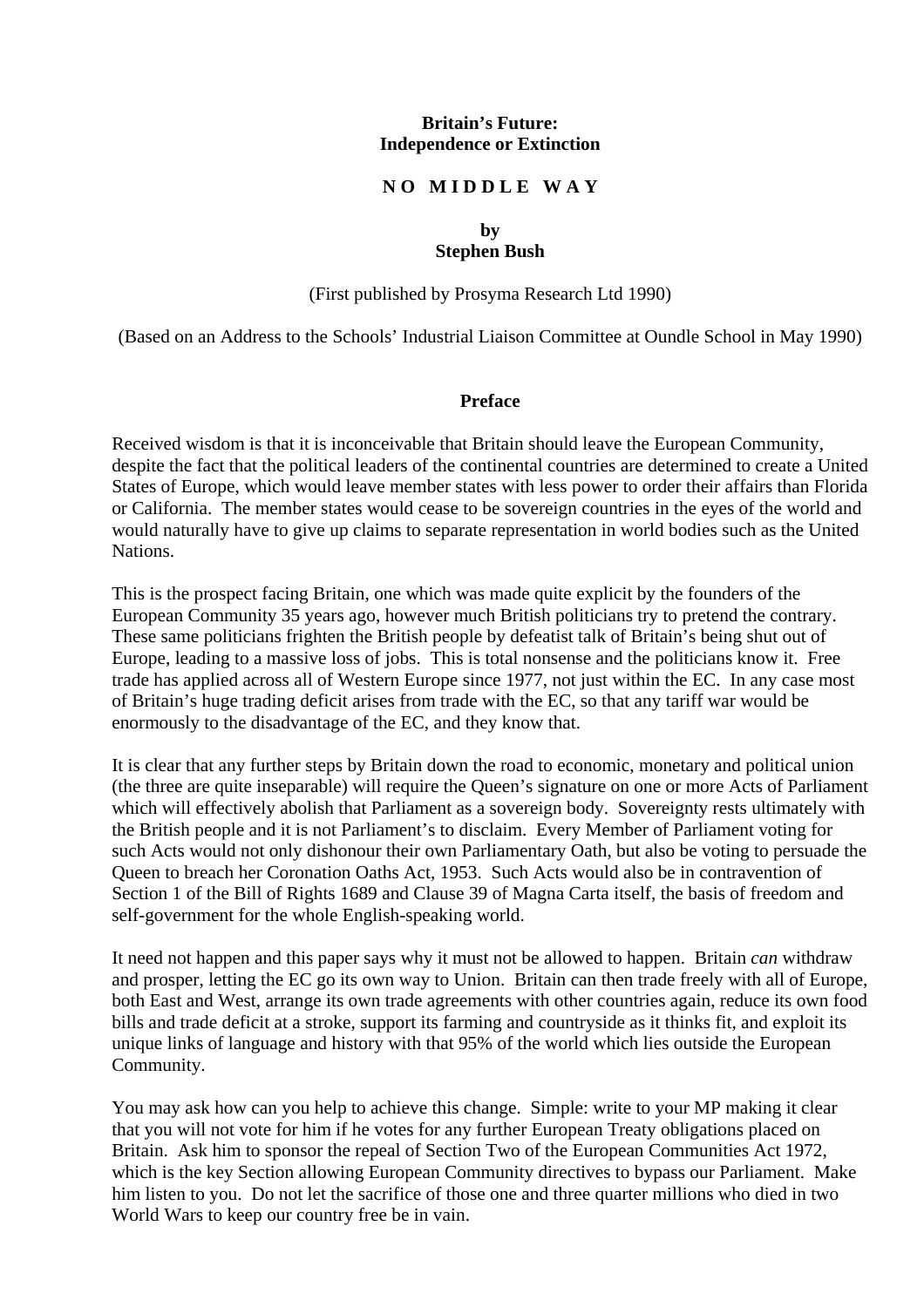# Britain's Future: Independence or Extinction

## N O M I D D L E W A Y

**by**
**Stephen Bush**

(First published by Prosyma Research Ltd 1990)

(Based on an Address to the Schools' Industrial Liaison Committee at Oundle School in May 1990)

### Preface

Received wisdom is that it is inconceivable that Britain should leave the European Community, despite the fact that the political leaders of the continental countries are determined to create a United States of Europe, which would leave member states with less power to order their affairs than Florida or California. The member states would cease to be sovereign countries in the eyes of the world and would naturally have to give up claims to separate representation in world bodies such as the United Nations.

This is the prospect facing Britain, one which was made quite explicit by the founders of the European Community 35 years ago, however much British politicians try to pretend the contrary. These same politicians frighten the British people by defeatist talk of Britain's being shut out of Europe, leading to a massive loss of jobs. This is total nonsense and the politicians know it. Free trade has applied across all of Western Europe since 1977, not just within the EC. In any case most of Britain's huge trading deficit arises from trade with the EC, so that any tariff war would be enormously to the disadvantage of the EC, and they know that.

It is clear that any further steps by Britain down the road to economic, monetary and political union (the three are quite inseparable) will require the Queen's signature on one or more Acts of Parliament which will effectively abolish that Parliament as a sovereign body. Sovereignty rests ultimately with the British people and it is not Parliament's to disclaim. Every Member of Parliament voting for such Acts would not only dishonour their own Parliamentary Oath, but also be voting to persuade the Queen to breach her Coronation Oaths Act, 1953. Such Acts would also be in contravention of Section 1 of the Bill of Rights 1689 and Clause 39 of Magna Carta itself, the basis of freedom and self-government for the whole English-speaking world.

It need not happen and this paper says why it must not be allowed to happen. Britain *can* withdraw and prosper, letting the EC go its own way to Union. Britain can then trade freely with all of Europe, both East and West, arrange its own trade agreements with other countries again, reduce its own food bills and trade deficit at a stroke, support its farming and countryside as it thinks fit, and exploit its unique links of language and history with that 95% of the world which lies outside the European Community.

You may ask how can you help to achieve this change. Simple: write to your MP making it clear that you will not vote for him if he votes for any further European Treaty obligations placed on Britain. Ask him to sponsor the repeal of Section Two of the European Communities Act 1972, which is the key Section allowing European Community directives to bypass our Parliament. Make him listen to you. Do not let the sacrifice of those one and three quarter millions who died in two World Wars to keep our country free be in vain.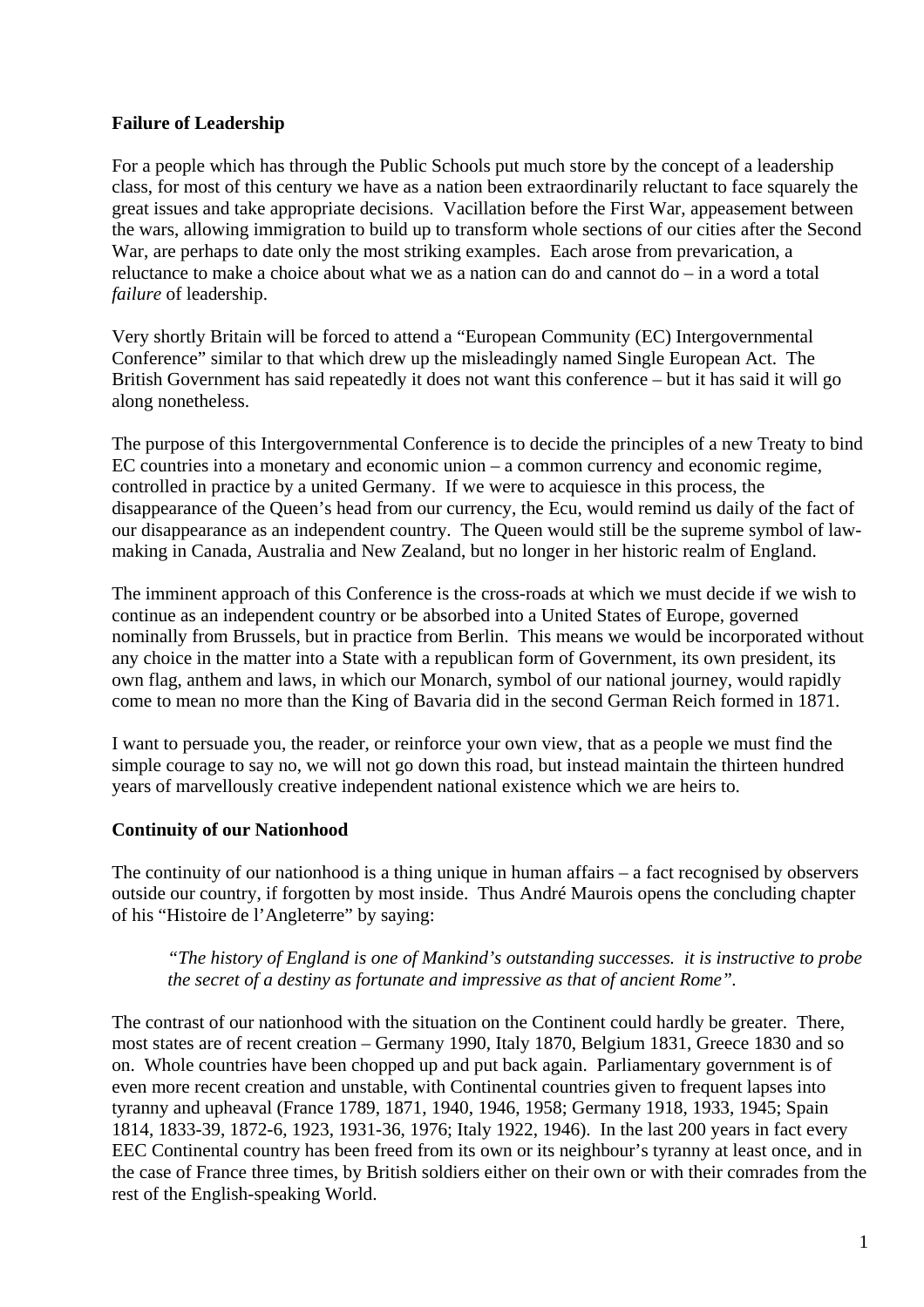**Failure of Leadership**

For a people which has through the Public Schools put much store by the concept of a leadership class, for most of this century we have as a nation been extraordinarily reluctant to face squarely the great issues and take appropriate decisions. Vacillation before the First War, appeasement between the wars, allowing immigration to build up to transform whole sections of our cities after the Second War, are perhaps to date only the most striking examples. Each arose from prevarication, a reluctance to make a choice about what we as a nation can do and cannot do – in a word a total *failure* of leadership.

Very shortly Britain will be forced to attend a "European Community (EC) Intergovernmental Conference" similar to that which drew up the misleadingly named Single European Act. The British Government has said repeatedly it does not want this conference – but it has said it will go along nonetheless.

The purpose of this Intergovernmental Conference is to decide the principles of a new Treaty to bind EC countries into a monetary and economic union – a common currency and economic regime, controlled in practice by a united Germany. If we were to acquiesce in this process, the disappearance of the Queen's head from our currency, the Ecu, would remind us daily of the fact of our disappearance as an independent country. The Queen would still be the supreme symbol of law-making in Canada, Australia and New Zealand, but no longer in her historic realm of England.

The imminent approach of this Conference is the cross-roads at which we must decide if we wish to continue as an independent country or be absorbed into a United States of Europe, governed nominally from Brussels, but in practice from Berlin. This means we would be incorporated without any choice in the matter into a State with a republican form of Government, its own president, its own flag, anthem and laws, in which our Monarch, symbol of our national journey, would rapidly come to mean no more than the King of Bavaria did in the second German Reich formed in 1871.

I want to persuade you, the reader, or reinforce your own view, that as a people we must find the simple courage to say no, we will not go down this road, but instead maintain the thirteen hundred years of marvellously creative independent national existence which we are heirs to.

**Continuity of our Nationhood**

The continuity of our nationhood is a thing unique in human affairs – a fact recognised by observers outside our country, if forgotten by most inside. Thus André Maurois opens the concluding chapter of his "Histoire de l'Angleterre" by saying:

> *"The history of England is one of Mankind's outstanding successes. it is instructive to probe the secret of a destiny as fortunate and impressive as that of ancient Rome".*

The contrast of our nationhood with the situation on the Continent could hardly be greater. There, most states are of recent creation – Germany 1990, Italy 1870, Belgium 1831, Greece 1830 and so on. Whole countries have been chopped up and put back again. Parliamentary government is of even more recent creation and unstable, with Continental countries given to frequent lapses into tyranny and upheaval (France 1789, 1871, 1940, 1946, 1958; Germany 1918, 1933, 1945; Spain 1814, 1833-39, 1872-6, 1923, 1931-36, 1976; Italy 1922, 1946). In the last 200 years in fact every EEC Continental country has been freed from its own or its neighbour's tyranny at least once, and in the case of France three times, by British soldiers either on their own or with their comrades from the rest of the English-speaking World.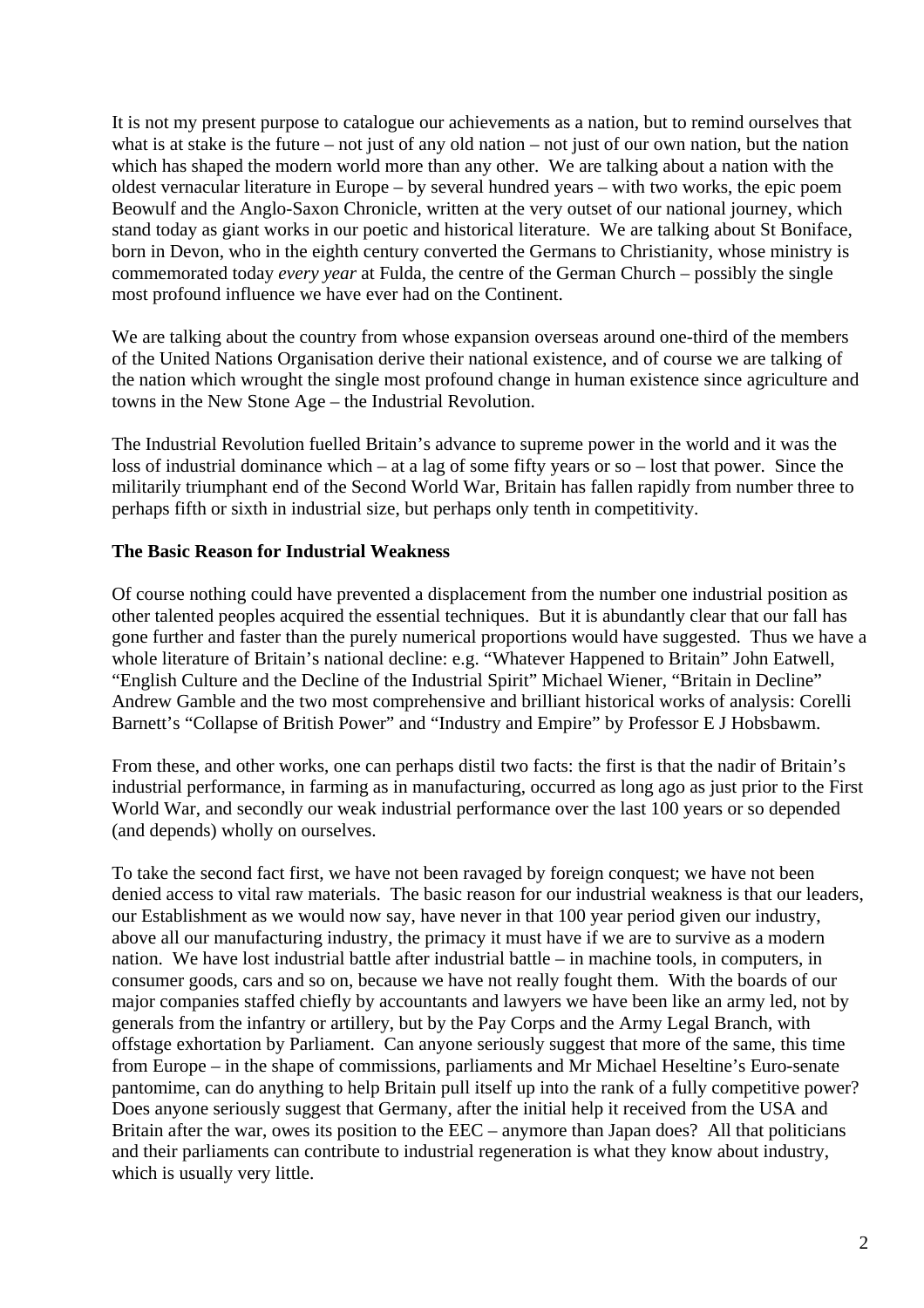It is not my present purpose to catalogue our achievements as a nation, but to remind ourselves that what is at stake is the future – not just of any old nation – not just of our own nation, but the nation which has shaped the modern world more than any other. We are talking about a nation with the oldest vernacular literature in Europe – by several hundred years – with two works, the epic poem Beowulf and the Anglo-Saxon Chronicle, written at the very outset of our national journey, which stand today as giant works in our poetic and historical literature. We are talking about St Boniface, born in Devon, who in the eighth century converted the Germans to Christianity, whose ministry is commemorated today *every year* at Fulda, the centre of the German Church – possibly the single most profound influence we have ever had on the Continent.

We are talking about the country from whose expansion overseas around one-third of the members of the United Nations Organisation derive their national existence, and of course we are talking of the nation which wrought the single most profound change in human existence since agriculture and towns in the New Stone Age – the Industrial Revolution.

The Industrial Revolution fuelled Britain's advance to supreme power in the world and it was the loss of industrial dominance which – at a lag of some fifty years or so – lost that power. Since the militarily triumphant end of the Second World War, Britain has fallen rapidly from number three to perhaps fifth or sixth in industrial size, but perhaps only tenth in competitivity.

**The Basic Reason for Industrial Weakness**

Of course nothing could have prevented a displacement from the number one industrial position as other talented peoples acquired the essential techniques. But it is abundantly clear that our fall has gone further and faster than the purely numerical proportions would have suggested. Thus we have a whole literature of Britain's national decline: e.g. "Whatever Happened to Britain" John Eatwell, "English Culture and the Decline of the Industrial Spirit" Michael Wiener, "Britain in Decline" Andrew Gamble and the two most comprehensive and brilliant historical works of analysis: Corelli Barnett's "Collapse of British Power" and "Industry and Empire" by Professor E J Hobsbawm.

From these, and other works, one can perhaps distil two facts: the first is that the nadir of Britain's industrial performance, in farming as in manufacturing, occurred as long ago as just prior to the First World War, and secondly our weak industrial performance over the last 100 years or so depended (and depends) wholly on ourselves.

To take the second fact first, we have not been ravaged by foreign conquest; we have not been denied access to vital raw materials. The basic reason for our industrial weakness is that our leaders, our Establishment as we would now say, have never in that 100 year period given our industry, above all our manufacturing industry, the primacy it must have if we are to survive as a modern nation. We have lost industrial battle after industrial battle – in machine tools, in computers, in consumer goods, cars and so on, because we have not really fought them. With the boards of our major companies staffed chiefly by accountants and lawyers we have been like an army led, not by generals from the infantry or artillery, but by the Pay Corps and the Army Legal Branch, with offstage exhortation by Parliament. Can anyone seriously suggest that more of the same, this time from Europe – in the shape of commissions, parliaments and Mr Michael Heseltine's Euro-senate pantomime, can do anything to help Britain pull itself up into the rank of a fully competitive power? Does anyone seriously suggest that Germany, after the initial help it received from the USA and Britain after the war, owes its position to the EEC – anymore than Japan does? All that politicians and their parliaments can contribute to industrial regeneration is what they know about industry, which is usually very little.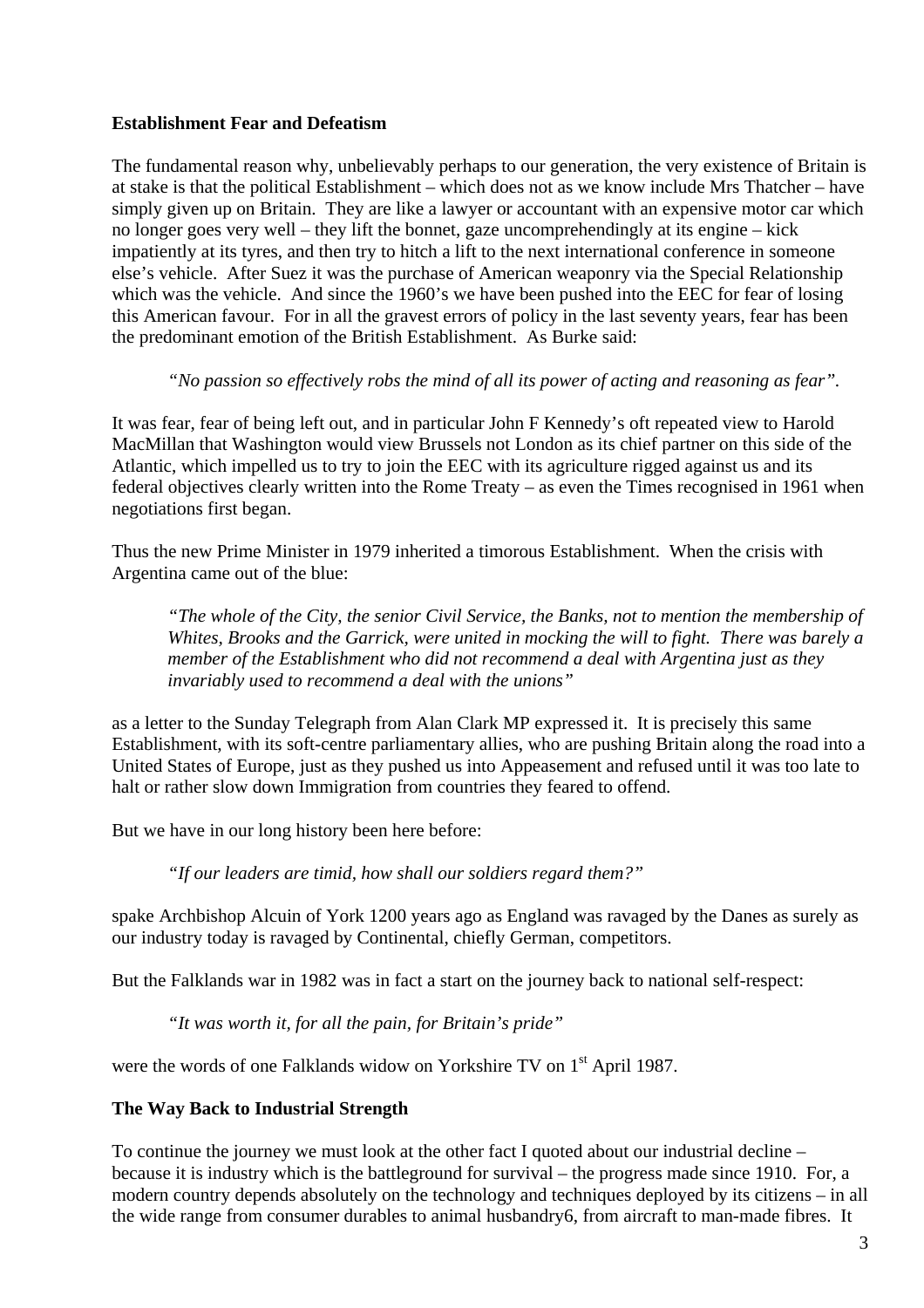### Establishment Fear and Defeatism

The fundamental reason why, unbelievably perhaps to our generation, the very existence of Britain is at stake is that the political Establishment – which does not as we know include Mrs Thatcher – have simply given up on Britain. They are like a lawyer or accountant with an expensive motor car which no longer goes very well – they lift the bonnet, gaze uncomprehendingly at its engine – kick impatiently at its tyres, and then try to hitch a lift to the next international conference in someone else's vehicle. After Suez it was the purchase of American weaponry via the Special Relationship which was the vehicle. And since the 1960's we have been pushed into the EEC for fear of losing this American favour. For in all the gravest errors of policy in the last seventy years, fear has been the predominant emotion of the British Establishment. As Burke said:

> *"No passion so effectively robs the mind of all its power of acting and reasoning as fear".*

It was fear, fear of being left out, and in particular John F Kennedy's oft repeated view to Harold MacMillan that Washington would view Brussels not London as its chief partner on this side of the Atlantic, which impelled us to try to join the EEC with its agriculture rigged against us and its federal objectives clearly written into the Rome Treaty – as even the Times recognised in 1961 when negotiations first began.

Thus the new Prime Minister in 1979 inherited a timorous Establishment. When the crisis with Argentina came out of the blue:

> *"The whole of the City, the senior Civil Service, the Banks, not to mention the membership of Whites, Brooks and the Garrick, were united in mocking the will to fight. There was barely a member of the Establishment who did not recommend a deal with Argentina just as they invariably used to recommend a deal with the unions"*

as a letter to the Sunday Telegraph from Alan Clark MP expressed it. It is precisely this same Establishment, with its soft-centre parliamentary allies, who are pushing Britain along the road into a United States of Europe, just as they pushed us into Appeasement and refused until it was too late to halt or rather slow down Immigration from countries they feared to offend.

But we have in our long history been here before:

> *"If our leaders are timid, how shall our soldiers regard them?"*

spake Archbishop Alcuin of York 1200 years ago as England was ravaged by the Danes as surely as our industry today is ravaged by Continental, chiefly German, competitors.

But the Falklands war in 1982 was in fact a start on the journey back to national self-respect:

> *"It was worth it, for all the pain, for Britain's pride"*

were the words of one Falklands widow on Yorkshire TV on 1st April 1987.

### The Way Back to Industrial Strength

To continue the journey we must look at the other fact I quoted about our industrial decline – because it is industry which is the battleground for survival – the progress made since 1910. For, a modern country depends absolutely on the technology and techniques deployed by its citizens – in all the wide range from consumer durables to animal husbandry6, from aircraft to man-made fibres. It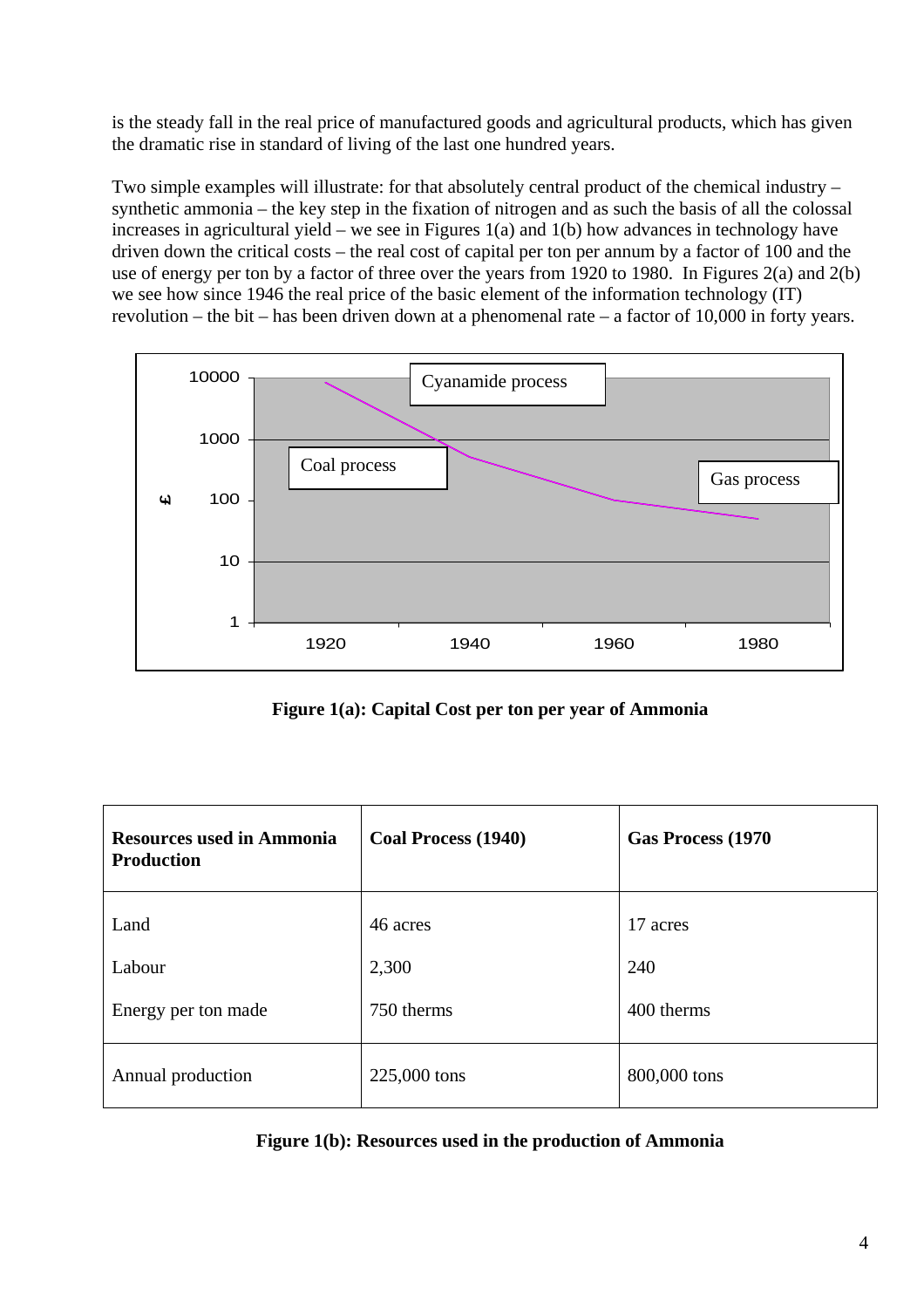is the steady fall in the real price of manufactured goods and agricultural products, which has given the dramatic rise in standard of living of the last one hundred years.

Two simple examples will illustrate: for that absolutely central product of the chemical industry – synthetic ammonia – the key step in the fixation of nitrogen and as such the basis of all the colossal increases in agricultural yield – we see in Figures 1(a) and 1(b) how advances in technology have driven down the critical costs – the real cost of capital per ton per annum by a factor of 100 and the use of energy per ton by a factor of three over the years from 1920 to 1980. In Figures 2(a) and 2(b) we see how since 1946 the real price of the basic element of the information technology (IT) revolution – the bit – has been driven down at a phenomenal rate – a factor of 10,000 in forty years.

**Figure 1(a): Capital Cost per ton per year of Ammonia**

| Resources used in Ammonia Production | Coal Process (1940) | Gas Process (1970 |
|---|---|---|
| Land | 46 acres | 17 acres |
| Labour | 2,300 | 240 |
| Energy per ton made | 750 therms | 400 therms |
| Annual production | 225,000 tons | 800,000 tons |

**Figure 1(b): Resources used in the production of Ammonia**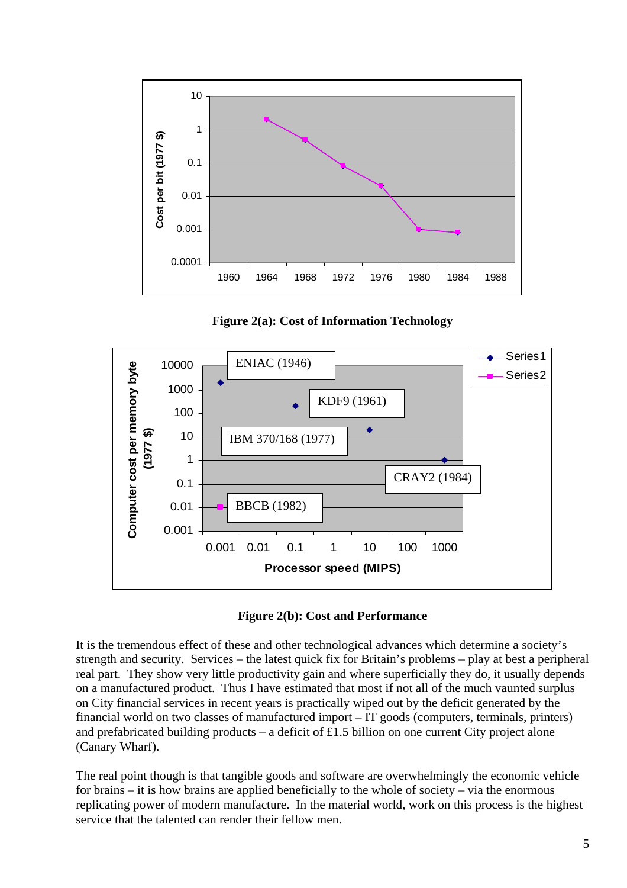**Figure 2(a): Cost of Information Technology**

**Figure 2(b): Cost and Performance**

It is the tremendous effect of these and other technological advances which determine a society's strength and security. Services – the latest quick fix for Britain's problems – play at best a peripheral real part. They show very little productivity gain and where superficially they do, it usually depends on a manufactured product. Thus I have estimated that most if not all of the much vaunted surplus on City financial services in recent years is practically wiped out by the deficit generated by the financial world on two classes of manufactured import – IT goods (computers, terminals, printers) and prefabricated building products – a deficit of £1.5 billion on one current City project alone (Canary Wharf).

The real point though is that tangible goods and software are overwhelmingly the economic vehicle for brains – it is how brains are applied beneficially to the whole of society – via the enormous replicating power of modern manufacture. In the material world, work on this process is the highest service that the talented can render their fellow men.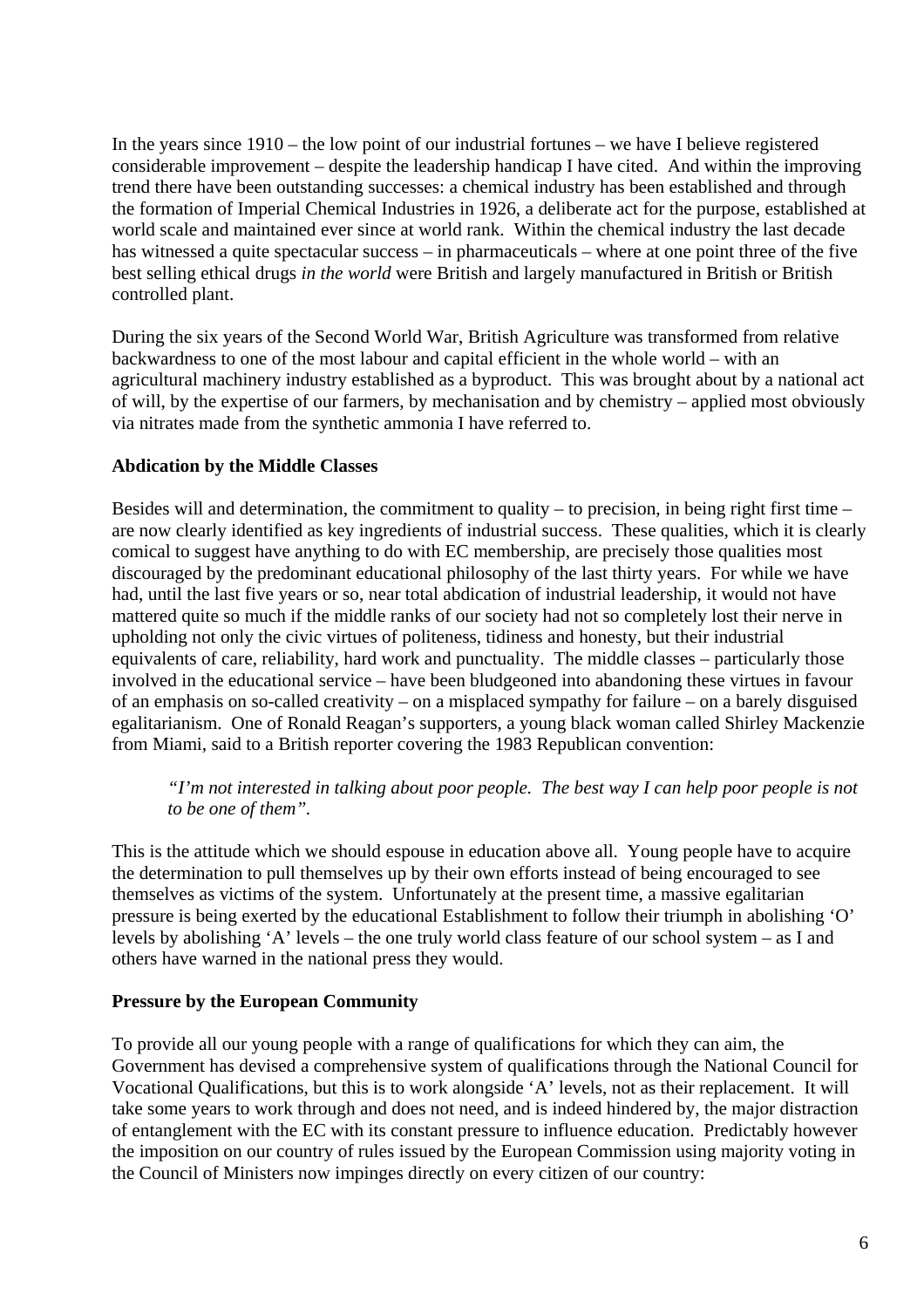In the years since 1910 – the low point of our industrial fortunes – we have I believe registered considerable improvement – despite the leadership handicap I have cited. And within the improving trend there have been outstanding successes: a chemical industry has been established and through the formation of Imperial Chemical Industries in 1926, a deliberate act for the purpose, established at world scale and maintained ever since at world rank. Within the chemical industry the last decade has witnessed a quite spectacular success – in pharmaceuticals – where at one point three of the five best selling ethical drugs *in the world* were British and largely manufactured in British or British controlled plant.

During the six years of the Second World War, British Agriculture was transformed from relative backwardness to one of the most labour and capital efficient in the whole world – with an agricultural machinery industry established as a byproduct. This was brought about by a national act of will, by the expertise of our farmers, by mechanisation and by chemistry – applied most obviously via nitrates made from the synthetic ammonia I have referred to.

**Abdication by the Middle Classes**

Besides will and determination, the commitment to quality – to precision, in being right first time – are now clearly identified as key ingredients of industrial success. These qualities, which it is clearly comical to suggest have anything to do with EC membership, are precisely those qualities most discouraged by the predominant educational philosophy of the last thirty years. For while we have had, until the last five years or so, near total abdication of industrial leadership, it would not have mattered quite so much if the middle ranks of our society had not so completely lost their nerve in upholding not only the civic virtues of politeness, tidiness and honesty, but their industrial equivalents of care, reliability, hard work and punctuality. The middle classes – particularly those involved in the educational service – have been bludgeoned into abandoning these virtues in favour of an emphasis on so-called creativity – on a misplaced sympathy for failure – on a barely disguised egalitarianism. One of Ronald Reagan's supporters, a young black woman called Shirley Mackenzie from Miami, said to a British reporter covering the 1983 Republican convention:

> *"I'm not interested in talking about poor people. The best way I can help poor people is not to be one of them".*

This is the attitude which we should espouse in education above all. Young people have to acquire the determination to pull themselves up by their own efforts instead of being encouraged to see themselves as victims of the system. Unfortunately at the present time, a massive egalitarian pressure is being exerted by the educational Establishment to follow their triumph in abolishing 'O' levels by abolishing 'A' levels – the one truly world class feature of our school system – as I and others have warned in the national press they would.

**Pressure by the European Community**

To provide all our young people with a range of qualifications for which they can aim, the Government has devised a comprehensive system of qualifications through the National Council for Vocational Qualifications, but this is to work alongside 'A' levels, not as their replacement. It will take some years to work through and does not need, and is indeed hindered by, the major distraction of entanglement with the EC with its constant pressure to influence education. Predictably however the imposition on our country of rules issued by the European Commission using majority voting in the Council of Ministers now impinges directly on every citizen of our country: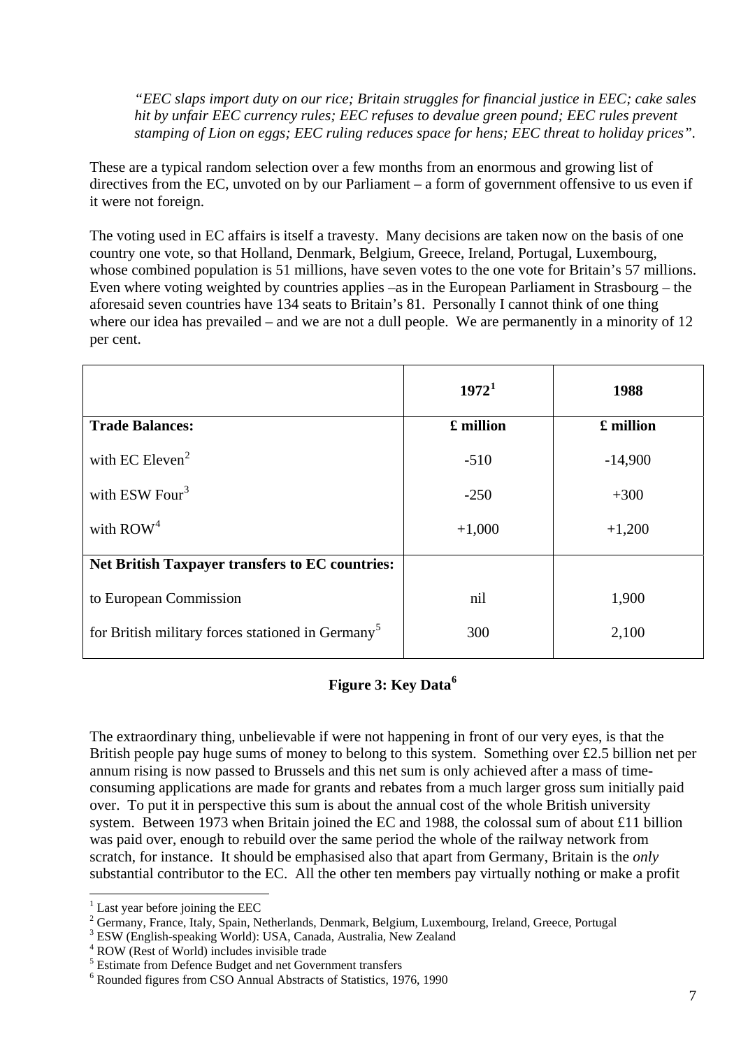*"EEC slaps import duty on our rice; Britain struggles for financial justice in EEC; cake sales hit by unfair EEC currency rules; EEC refuses to devalue green pound; EEC rules prevent stamping of Lion on eggs; EEC ruling reduces space for hens; EEC threat to holiday prices".*

These are a typical random selection over a few months from an enormous and growing list of directives from the EC, unvoted on by our Parliament – a form of government offensive to us even if it were not foreign.

The voting used in EC affairs is itself a travesty. Many decisions are taken now on the basis of one country one vote, so that Holland, Denmark, Belgium, Greece, Ireland, Portugal, Luxembourg, whose combined population is 51 millions, have seven votes to the one vote for Britain's 57 millions. Even where voting weighted by countries applies –as in the European Parliament in Strasbourg – the aforesaid seven countries have 134 seats to Britain's 81. Personally I cannot think of one thing where our idea has prevailed – and we are not a dull people. We are permanently in a minority of 12 per cent.

| | **1972**[1] | **1988** |
|---|---|---|
| **Trade Balances:** | **£ million** | **£ million** |
| with EC Eleven[2] | -510 | -14,900 |
| with ESW Four[3] | -250 | +300 |
| with ROW[4] | +1,000 | +1,200 |
| **Net British Taxpayer transfers to EC countries:** | | |
| to European Commission | nil | 1,900 |
| for British military forces stationed in Germany[5] | 300 | 2,100 |

**Figure 3: Key Data**[6]

The extraordinary thing, unbelievable if were not happening in front of our very eyes, is that the British people pay huge sums of money to belong to this system. Something over £2.5 billion net per annum rising is now passed to Brussels and this net sum is only achieved after a mass of time-consuming applications are made for grants and rebates from a much larger gross sum initially paid over. To put it in perspective this sum is about the annual cost of the whole British university system. Between 1973 when Britain joined the EC and 1988, the colossal sum of about £11 billion was paid over, enough to rebuild over the same period the whole of the railway network from scratch, for instance. It should be emphasised also that apart from Germany, Britain is the *only* substantial contributor to the EC. All the other ten members pay virtually nothing or make a profit

[1] Last year before joining the EEC

[2] Germany, France, Italy, Spain, Netherlands, Denmark, Belgium, Luxembourg, Ireland, Greece, Portugal

[3] ESW (English-speaking World): USA, Canada, Australia, New Zealand

[4] ROW (Rest of World) includes invisible trade

[5] Estimate from Defence Budget and net Government transfers

[6] Rounded figures from CSO Annual Abstracts of Statistics, 1976, 1990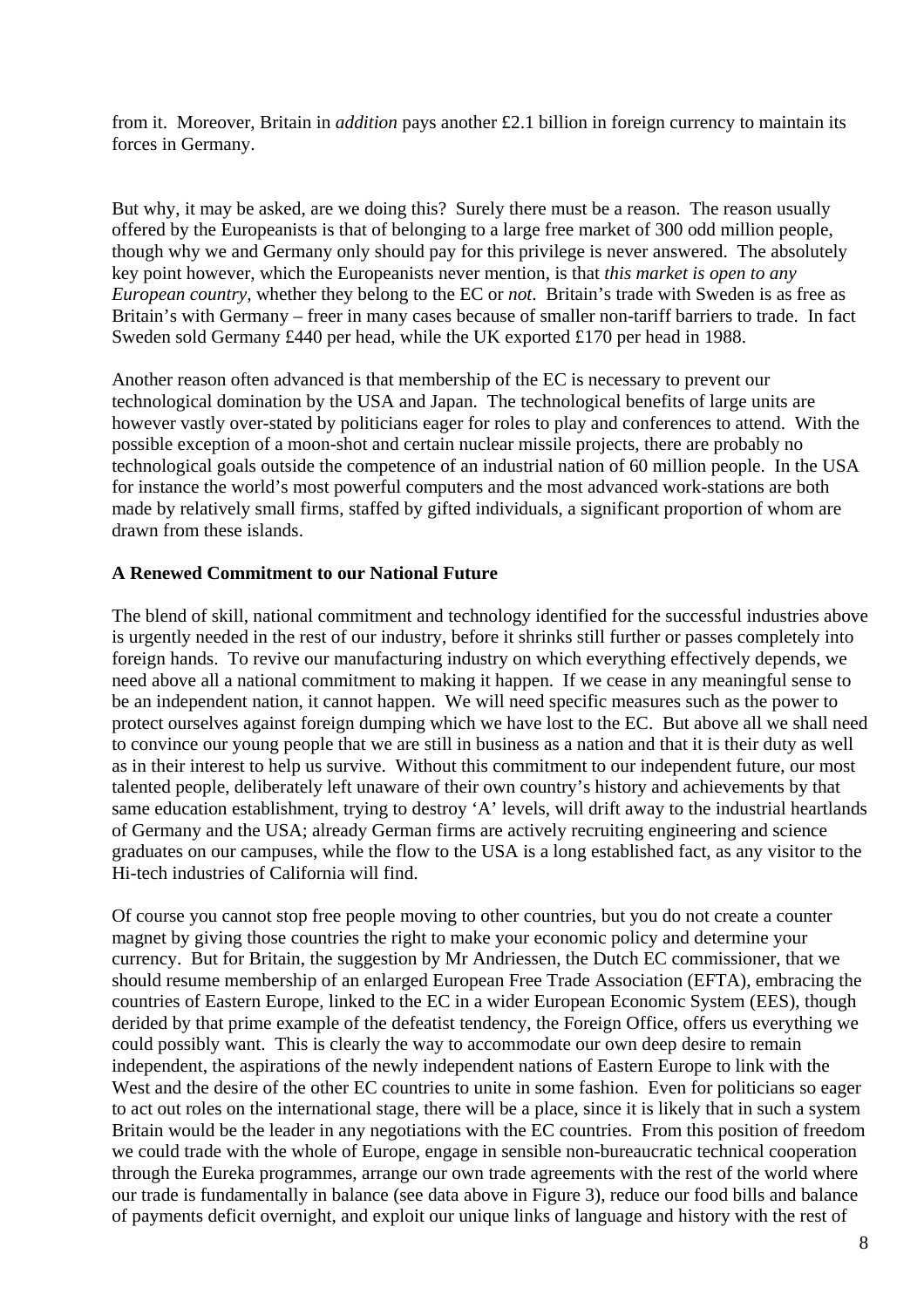from it. Moreover, Britain in *addition* pays another £2.1 billion in foreign currency to maintain its forces in Germany.

But why, it may be asked, are we doing this? Surely there must be a reason. The reason usually offered by the Europeanists is that of belonging to a large free market of 300 odd million people, though why we and Germany only should pay for this privilege is never answered. The absolutely key point however, which the Europeanists never mention, is that *this market is open to any European country,* whether they belong to the EC or *not*. Britain's trade with Sweden is as free as Britain's with Germany – freer in many cases because of smaller non-tariff barriers to trade. In fact Sweden sold Germany £440 per head, while the UK exported £170 per head in 1988.

Another reason often advanced is that membership of the EC is necessary to prevent our technological domination by the USA and Japan. The technological benefits of large units are however vastly over-stated by politicians eager for roles to play and conferences to attend. With the possible exception of a moon-shot and certain nuclear missile projects, there are probably no technological goals outside the competence of an industrial nation of 60 million people. In the USA for instance the world's most powerful computers and the most advanced work-stations are both made by relatively small firms, staffed by gifted individuals, a significant proportion of whom are drawn from these islands.

**A Renewed Commitment to our National Future**

The blend of skill, national commitment and technology identified for the successful industries above is urgently needed in the rest of our industry, before it shrinks still further or passes completely into foreign hands. To revive our manufacturing industry on which everything effectively depends, we need above all a national commitment to making it happen. If we cease in any meaningful sense to be an independent nation, it cannot happen. We will need specific measures such as the power to protect ourselves against foreign dumping which we have lost to the EC. But above all we shall need to convince our young people that we are still in business as a nation and that it is their duty as well as in their interest to help us survive. Without this commitment to our independent future, our most talented people, deliberately left unaware of their own country's history and achievements by that same education establishment, trying to destroy 'A' levels, will drift away to the industrial heartlands of Germany and the USA; already German firms are actively recruiting engineering and science graduates on our campuses, while the flow to the USA is a long established fact, as any visitor to the Hi-tech industries of California will find.

Of course you cannot stop free people moving to other countries, but you do not create a counter magnet by giving those countries the right to make your economic policy and determine your currency. But for Britain, the suggestion by Mr Andriessen, the Dutch EC commissioner, that we should resume membership of an enlarged European Free Trade Association (EFTA), embracing the countries of Eastern Europe, linked to the EC in a wider European Economic System (EES), though derided by that prime example of the defeatist tendency, the Foreign Office, offers us everything we could possibly want. This is clearly the way to accommodate our own deep desire to remain independent, the aspirations of the newly independent nations of Eastern Europe to link with the West and the desire of the other EC countries to unite in some fashion. Even for politicians so eager to act out roles on the international stage, there will be a place, since it is likely that in such a system Britain would be the leader in any negotiations with the EC countries. From this position of freedom we could trade with the whole of Europe, engage in sensible non-bureaucratic technical cooperation through the Eureka programmes, arrange our own trade agreements with the rest of the world where our trade is fundamentally in balance (see data above in Figure 3), reduce our food bills and balance of payments deficit overnight, and exploit our unique links of language and history with the rest of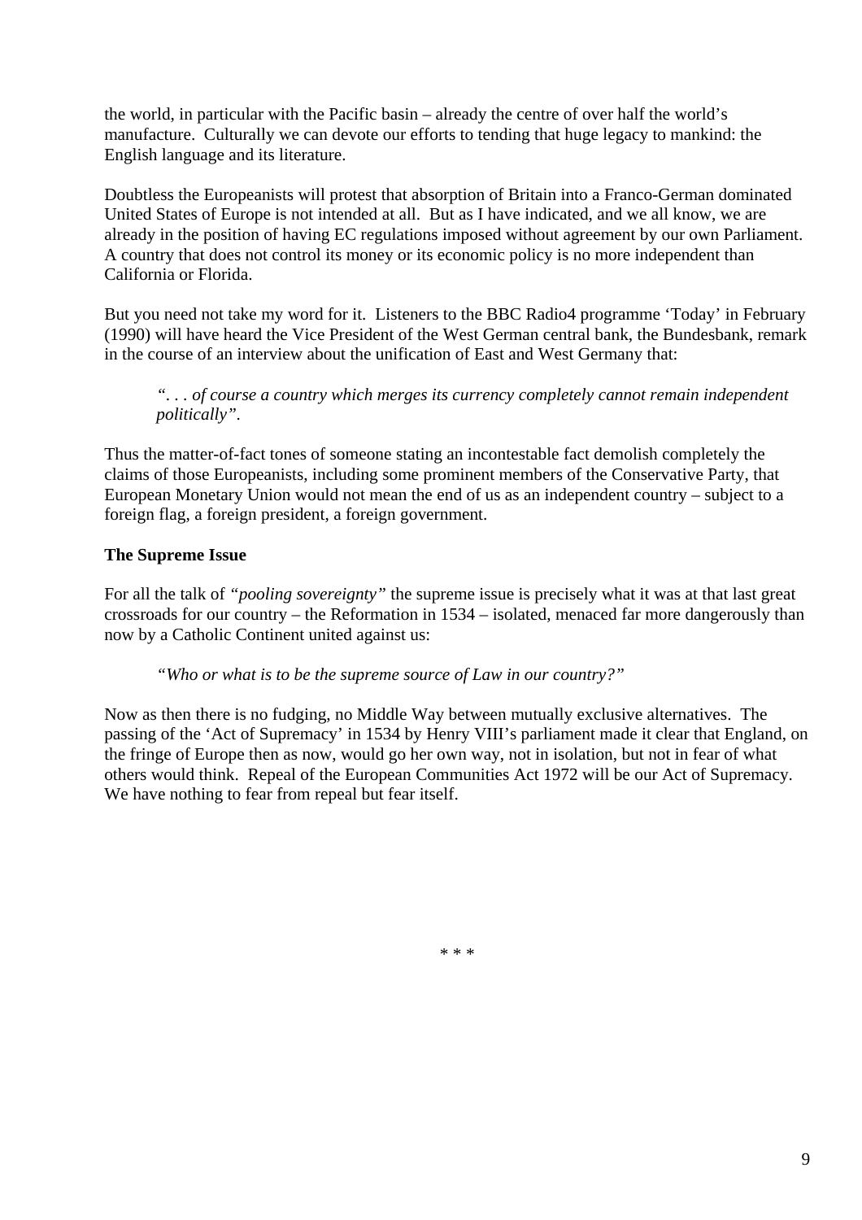the world, in particular with the Pacific basin – already the centre of over half the world's manufacture. Culturally we can devote our efforts to tending that huge legacy to mankind: the English language and its literature.

Doubtless the Europeanists will protest that absorption of Britain into a Franco-German dominated United States of Europe is not intended at all. But as I have indicated, and we all know, we are already in the position of having EC regulations imposed without agreement by our own Parliament. A country that does not control its money or its economic policy is no more independent than California or Florida.

But you need not take my word for it. Listeners to the BBC Radio4 programme 'Today' in February (1990) will have heard the Vice President of the West German central bank, the Bundesbank, remark in the course of an interview about the unification of East and West Germany that:

> *". . . of course a country which merges its currency completely cannot remain independent politically".*

Thus the matter-of-fact tones of someone stating an incontestable fact demolish completely the claims of those Europeanists, including some prominent members of the Conservative Party, that European Monetary Union would not mean the end of us as an independent country – subject to a foreign flag, a foreign president, a foreign government.

**The Supreme Issue**

For all the talk of *"pooling sovereignty"* the supreme issue is precisely what it was at that last great crossroads for our country – the Reformation in 1534 – isolated, menaced far more dangerously than now by a Catholic Continent united against us:

> *"Who or what is to be the supreme source of Law in our country?"*

Now as then there is no fudging, no Middle Way between mutually exclusive alternatives. The passing of the 'Act of Supremacy' in 1534 by Henry VIII's parliament made it clear that England, on the fringe of Europe then as now, would go her own way, not in isolation, but not in fear of what others would think. Repeal of the European Communities Act 1972 will be our Act of Supremacy. We have nothing to fear from repeal but fear itself.

\* \* \*